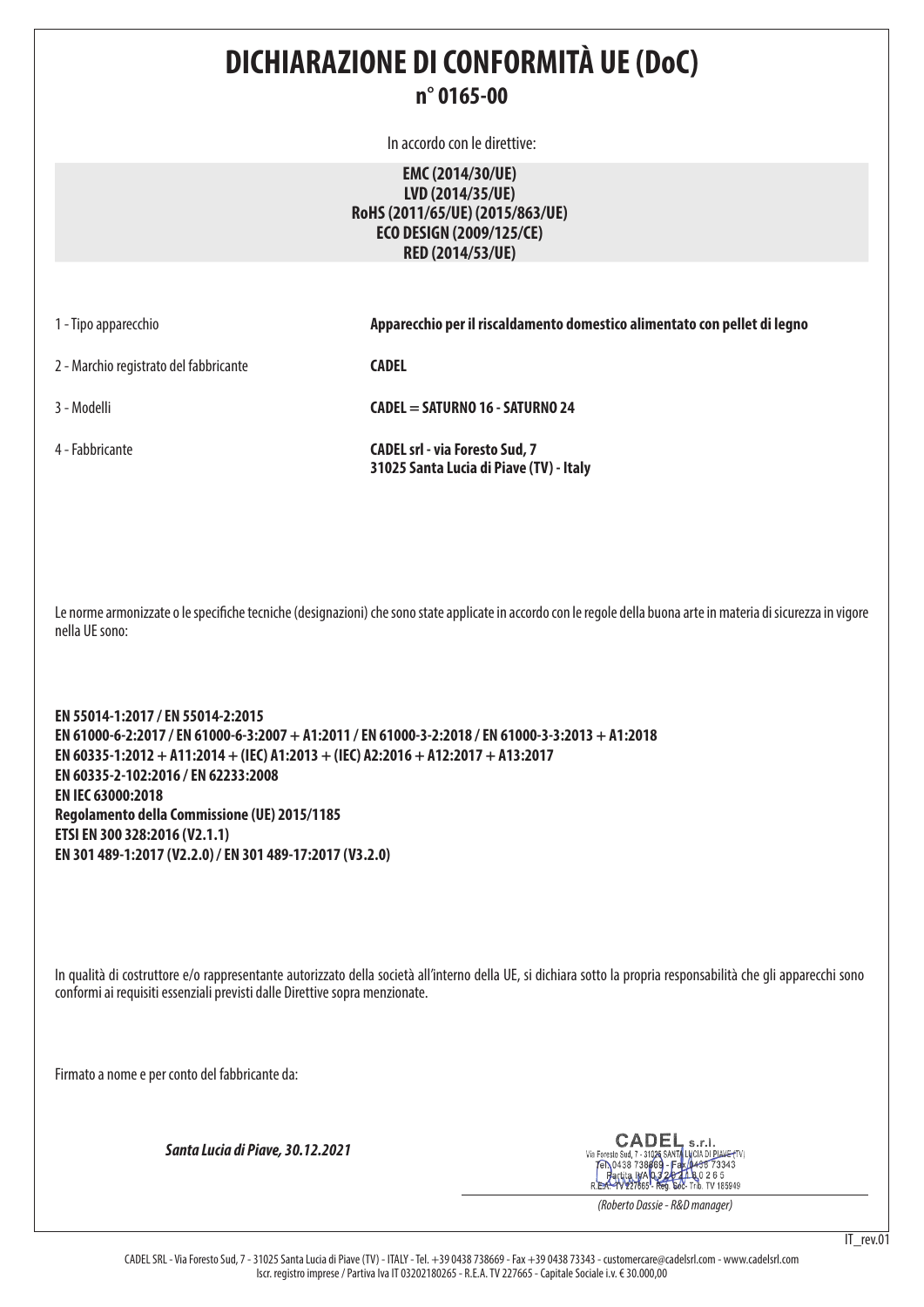# DICHIARAZIONE DI CONFORMITÀ UE (DoC)

## n° 0165-00

In accordo con le direttive:

**EMC (2014/30/UE)**
**LVD (2014/35/UE)**
**RoHS (2011/65/UE) (2015/863/UE)**
**ECO DESIGN (2009/125/CE)**
**RED (2014/53/UE)**

| | |
|---|---|
| 1 - Tipo apparecchio | **Apparecchio per il riscaldamento domestico alimentato con pellet di legno** |
| 2 - Marchio registrato del fabbricante | **CADEL** |
| 3 - Modelli | **CADEL = SATURNO 16 - SATURNO 24** |
| 4 - Fabbricante | **CADEL srl - via Foresto Sud, 7 31025 Santa Lucia di Piave (TV) - Italy** |

Le norme armonizzate o le specifiche tecniche (designazioni) che sono state applicate in accordo con le regole della buona arte in materia di sicurezza in vigore nella UE sono:

**EN 55014-1:2017 / EN 55014-2:2015**
**EN 61000-6-2:2017 / EN 61000-6-3:2007 + A1:2011 / EN 61000-3-2:2018 / EN 61000-3-3:2013 + A1:2018**
**EN 60335-1:2012 + A11:2014 + (IEC) A1:2013 + (IEC) A2:2016 + A12:2017 + A13:2017**
**EN 60335-2-102:2016 / EN 62233:2008**
**EN IEC 63000:2018**
**Regolamento della Commissione (UE) 2015/1185**
**ETSI EN 300 328:2016 (V2.1.1)**
**EN 301 489-1:2017 (V2.2.0) / EN 301 489-17:2017 (V3.2.0)**

In qualità di costruttore e/o rappresentante autorizzato della società all'interno della UE, si dichiara sotto la propria responsabilità che gli apparecchi sono conformi ai requisiti essenziali previsti dalle Direttive sopra menzionate.

Firmato a nome e per conto del fabbricante da:

***Santa Lucia di Piave, 30.12.2021***

CADEL s.r.l.
Via Foresto Sud, 7 - 31025 SANTA LUCIA DI PIAVE (TV)
Tel. 0438 738669 - Fax 0438 73343
Partita IVA 03202180265
R.E.A. TV 227665 - Reg. Soc. Trib. TV 185949

*(Roberto Dassie - R&D manager)*

IT_rev.01

CADEL SRL - Via Foresto Sud, 7 - 31025 Santa Lucia di Piave (TV) - ITALY - Tel. +39 0438 738669 - Fax +39 0438 73343 - customercare@cadelsrl.com - www.cadelsrl.com
Iscr. registro imprese / Partiva Iva IT 03202180265 - R.E.A. TV 227665 - Capitale Sociale i.v. € 30.000,00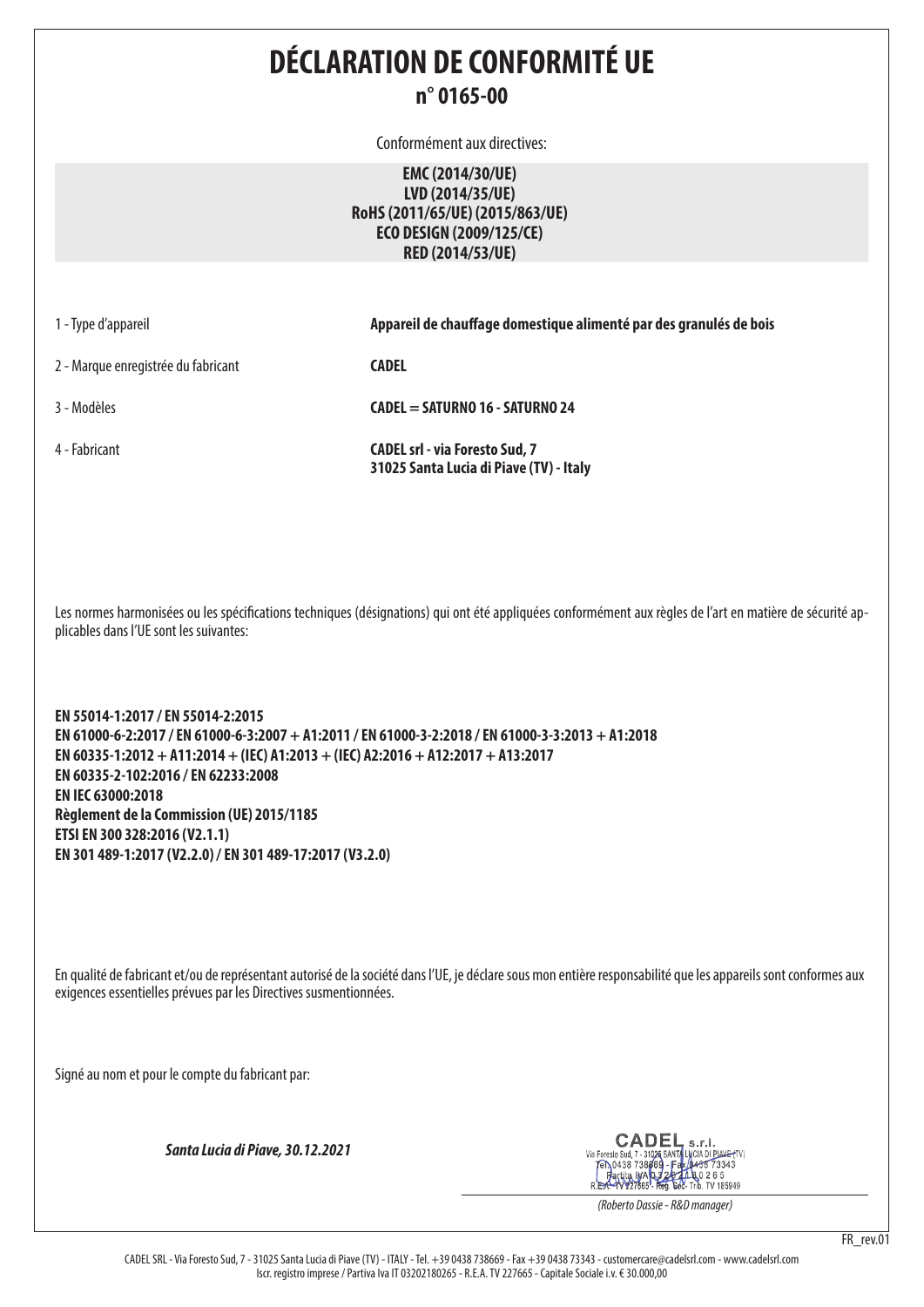# DÉCLARATION DE CONFORMITÉ UE

## n° 0165-00

Conformément aux directives:

**EMC (2014/30/UE)**
**LVD (2014/35/UE)**
**RoHS (2011/65/UE) (2015/863/UE)**
**ECO DESIGN (2009/125/CE)**
**RED (2014/53/UE)**

| | |
|---|---|
| 1 - Type d'appareil | **Appareil de chauffage domestique alimenté par des granulés de bois** |
| 2 - Marque enregistrée du fabricant | **CADEL** |
| 3 - Modèles | **CADEL = SATURNO 16 - SATURNO 24** |
| 4 - Fabricant | **CADEL srl - via Foresto Sud, 7**<br>**31025 Santa Lucia di Piave (TV) - Italy** |

Les normes harmonisées ou les spécifications techniques (désignations) qui ont été appliquées conformément aux règles de l'art en matière de sécurité applicables dans l'UE sont les suivantes:

**EN 55014-1:2017 / EN 55014-2:2015**
**EN 61000-6-2:2017 / EN 61000-6-3:2007 + A1:2011 / EN 61000-3-2:2018 / EN 61000-3-3:2013 + A1:2018**
**EN 60335-1:2012 + A11:2014 + (IEC) A1:2013 + (IEC) A2:2016 + A12:2017 + A13:2017**
**EN 60335-2-102:2016 / EN 62233:2008**
**EN IEC 63000:2018**
**Règlement de la Commission (UE) 2015/1185**
**ETSI EN 300 328:2016 (V2.1.1)**
**EN 301 489-1:2017 (V2.2.0) / EN 301 489-17:2017 (V3.2.0)**

En qualité de fabricant et/ou de représentant autorisé de la société dans l'UE, je déclare sous mon entière responsabilité que les appareils sont conformes aux exigences essentielles prévues par les Directives susmentionnées.

Signé au nom et pour le compte du fabricant par:

***Santa Lucia di Piave, 30.12.2021***

CADEL s.r.l.
Via Foresto Sud, 7 - 31025 SANTA LUCIA DI PIAVE (TV)
Tel. 0438 738669 - Fax 0438 73343
Partita IVA 03202180265
R.E.A. TV 227665 - Reg. Soc. Trib. TV 185949

*(Roberto Dassie - R&D manager)*

FR_rev.01

CADEL SRL - Via Foresto Sud, 7 - 31025 Santa Lucia di Piave (TV) - ITALY - Tel. +39 0438 738669 - Fax +39 0438 73343 - customercare@cadelsrl.com - www.cadelsrl.com
Iscr. registro imprese / Partiva Iva IT 03202180265 - R.E.A. TV 227665 - Capitale Sociale i.v. € 30.000,00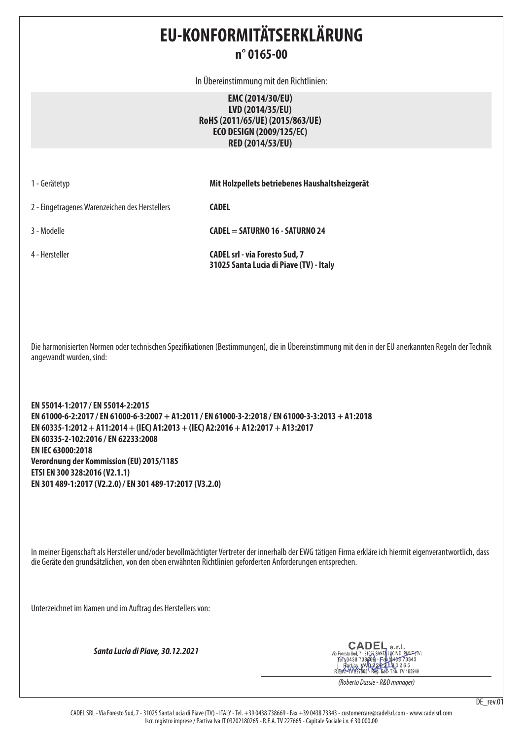# EU-KONFORMITÄTSERKLÄRUNG

## n° 0165-00

In Übereinstimmung mit den Richtlinien:

**EMC (2014/30/EU)**
**LVD (2014/35/EU)**
**RoHS (2011/65/UE) (2015/863/UE)**
**ECO DESIGN (2009/125/EC)**
**RED (2014/53/EU)**

| | |
|---|---|
| 1 - Gerätetyp | **Mit Holzpellets betriebenes Haushaltsheizgerät** |
| 2 - Eingetragenes Warenzeichen des Herstellers | **CADEL** |
| 3 - Modelle | **CADEL = SATURNO 16 - SATURNO 24** |
| 4 - Hersteller | **CADEL srl - via Foresto Sud, 7**<br>**31025 Santa Lucia di Piave (TV) - Italy** |

Die harmonisierten Normen oder technischen Spezifikationen (Bestimmungen), die in Übereinstimmung mit den in der EU anerkannten Regeln der Technik angewandt wurden, sind:

**EN 55014-1:2017 / EN 55014-2:2015**
**EN 61000-6-2:2017 / EN 61000-6-3:2007 + A1:2011 / EN 61000-3-2:2018 / EN 61000-3-3:2013 + A1:2018**
**EN 60335-1:2012 + A11:2014 + (IEC) A1:2013 + (IEC) A2:2016 + A12:2017 + A13:2017**
**EN 60335-2-102:2016 / EN 62233:2008**
**EN IEC 63000:2018**
**Verordnung der Kommission (EU) 2015/1185**
**ETSI EN 300 328:2016 (V2.1.1)**
**EN 301 489-1:2017 (V2.2.0) / EN 301 489-17:2017 (V3.2.0)**

In meiner Eigenschaft als Hersteller und/oder bevollmächtigter Vertreter der innerhalb der EWG tätigen Firma erkläre ich hiermit eigenverantwortlich, dass die Geräte den grundsätzlichen, von den oben erwähnten Richtlinien geforderten Anforderungen entsprechen.

Unterzeichnet im Namen und im Auftrag des Herstellers von:

***Santa Lucia di Piave, 30.12.2021***

CADEL s.r.l.
Via Foresto Sud, 7 - 31025 SANTA LUCIA DI PIAVE (TV)
Tel. 0438 738669 - Fax 0438 73343
Partita IVA 03202180265
R.E.A. TV 227665 - Reg. Soc. Trib. TV 185949

*(Roberto Dassie - R&D manager)*

DE_rev.01

CADEL SRL - Via Foresto Sud, 7 - 31025 Santa Lucia di Piave (TV) - ITALY - Tel. +39 0438 738669 - Fax +39 0438 73343 - customercare@cadelsrl.com - www.cadelsrl.com
Iscr. registro imprese / Partiva Iva IT 03202180265 - R.E.A. TV 227665 - Capitale Sociale i.v. € 30.000,00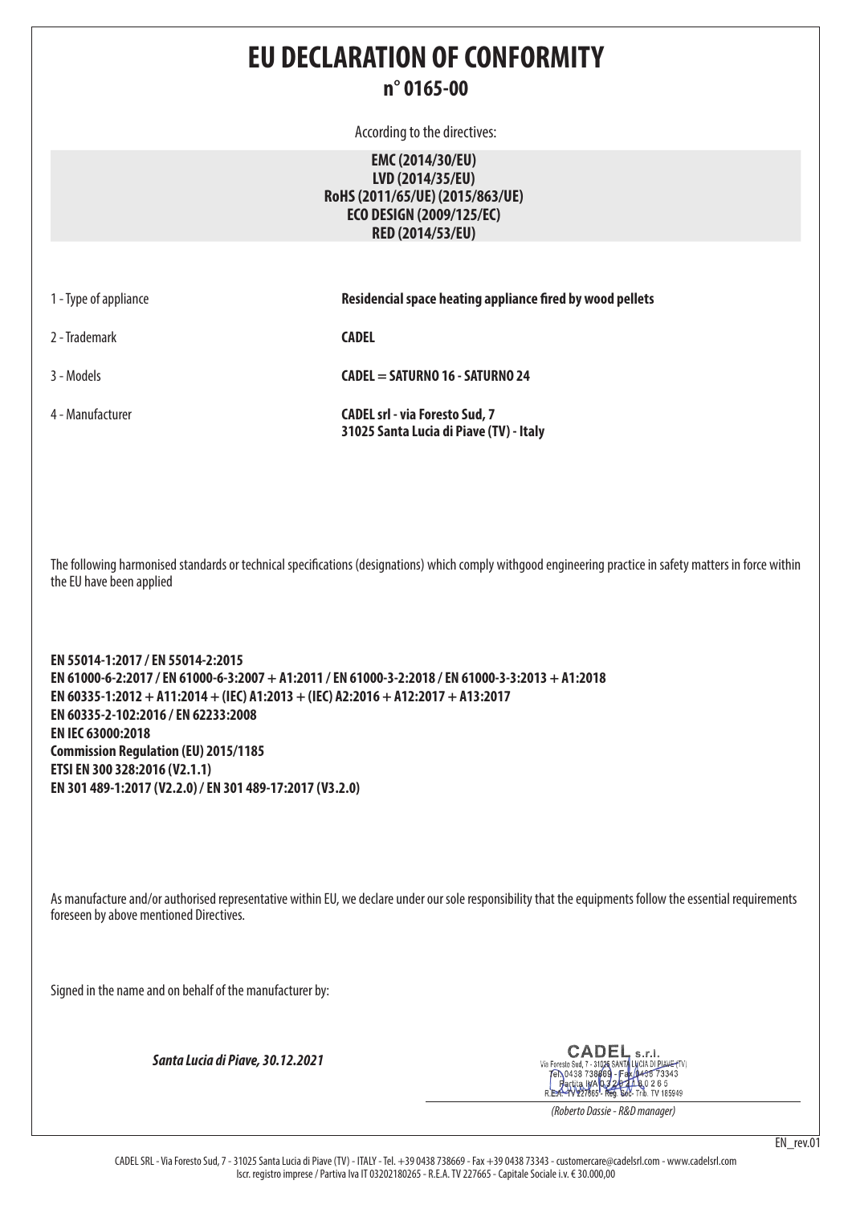# EU DECLARATION OF CONFORMITY

## n° 0165-00

According to the directives:

**EMC (2014/30/EU)**
**LVD (2014/35/EU)**
**RoHS (2011/65/UE) (2015/863/UE)**
**ECO DESIGN (2009/125/EC)**
**RED (2014/53/EU)**

| | |
|---|---|
| 1 - Type of appliance | **Residencial space heating appliance fired by wood pellets** |
| 2 - Trademark | **CADEL** |
| 3 - Models | **CADEL = SATURNO 16 - SATURNO 24** |
| 4 - Manufacturer | **CADEL srl - via Foresto Sud, 7 31025 Santa Lucia di Piave (TV) - Italy** |

The following harmonised standards or technical specifications (designations) which comply withgood engineering practice in safety matters in force within the EU have been applied

**EN 55014-1:2017 / EN 55014-2:2015**
**EN 61000-6-2:2017 / EN 61000-6-3:2007 + A1:2011 / EN 61000-3-2:2018 / EN 61000-3-3:2013 + A1:2018**
**EN 60335-1:2012 + A11:2014 + (IEC) A1:2013 + (IEC) A2:2016 + A12:2017 + A13:2017**
**EN 60335-2-102:2016 / EN 62233:2008**
**EN IEC 63000:2018**
**Commission Regulation (EU) 2015/1185**
**ETSI EN 300 328:2016 (V2.1.1)**
**EN 301 489-1:2017 (V2.2.0) / EN 301 489-17:2017 (V3.2.0)**

As manufacture and/or authorised representative within EU, we declare under our sole responsibility that the equipments follow the essential requirements foreseen by above mentioned Directives.

Signed in the name and on behalf of the manufacturer by:

***Santa Lucia di Piave, 30.12.2021***

CADEL s.r.l.
Via Foresto Sud, 7 - 31025 SANTA LUCIA DI PIAVE (TV)
Tel. 0438 738669 - Fax 0438 73343
Partita IVA 03202180265
R.E.A. TV 227665 - Reg. Soc. Trib. TV 185949

*(Roberto Dassie - R&D manager)*

EN_rev.01

CADEL SRL - Via Foresto Sud, 7 - 31025 Santa Lucia di Piave (TV) - ITALY - Tel. +39 0438 738669 - Fax +39 0438 73343 - customercare@cadelsrl.com - www.cadelsrl.com
Iscr. registro imprese / Partiva Iva IT 03202180265 - R.E.A. TV 227665 - Capitale Sociale i.v. € 30.000,00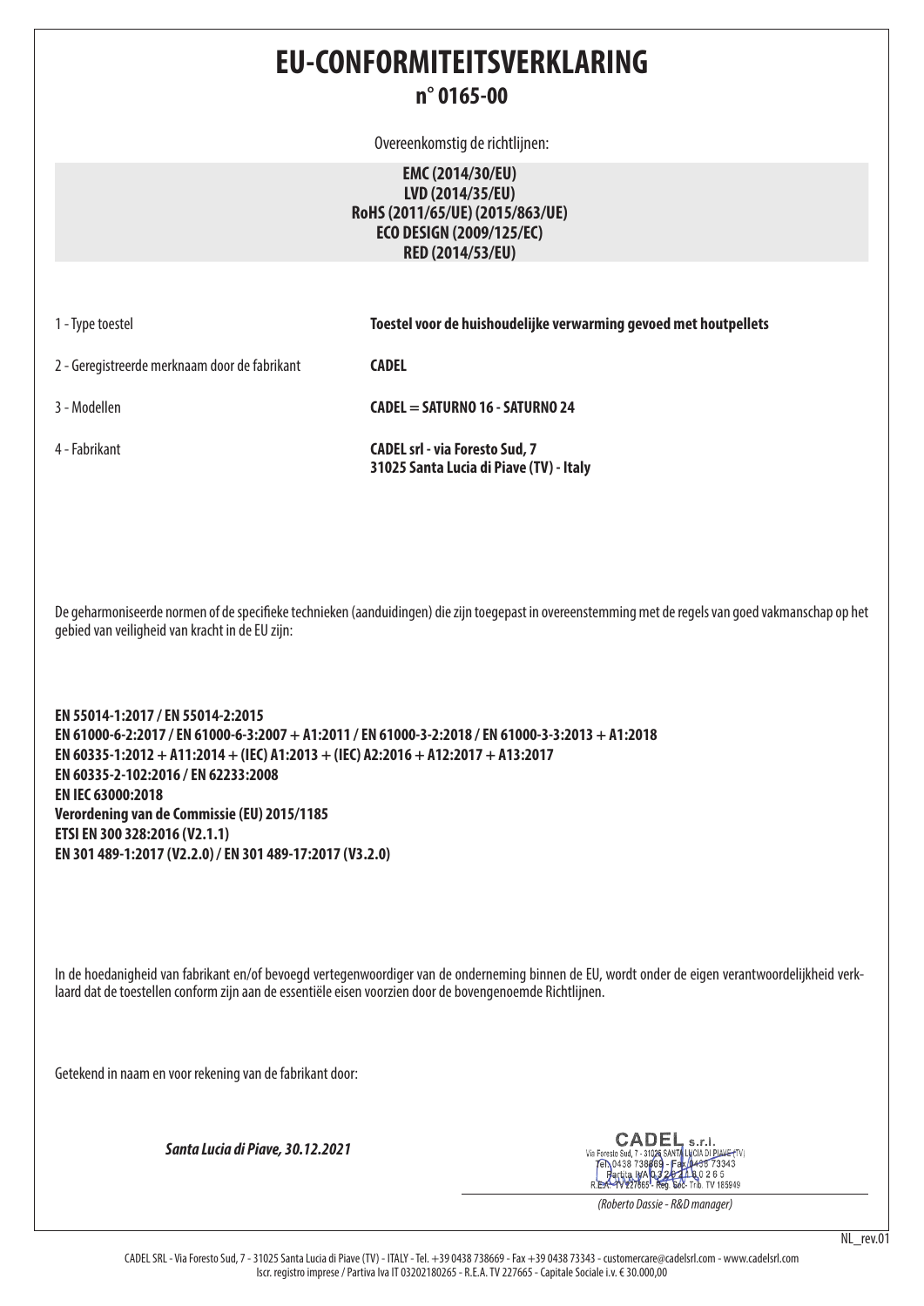# EU-CONFORMITEITSVERKLARING

## n° 0165-00

Overeenkomstig de richtlijnen:

**EMC (2014/30/EU)**
**LVD (2014/35/EU)**
**RoHS (2011/65/UE) (2015/863/UE)**
**ECO DESIGN (2009/125/EC)**
**RED (2014/53/EU)**

| | |
|---|---|
| 1 - Type toestel | **Toestel voor de huishoudelijke verwarming gevoed met houtpellets** |
| 2 - Geregistreerde merknaam door de fabrikant | **CADEL** |
| 3 - Modellen | **CADEL = SATURNO 16 - SATURNO 24** |
| 4 - Fabrikant | **CADEL srl - via Foresto Sud, 7<br>31025 Santa Lucia di Piave (TV) - Italy** |

De geharmoniseerde normen of de specifieke technieken (aanduidingen) die zijn toegepast in overeenstemming met de regels van goed vakmanschap op het gebied van veiligheid van kracht in de EU zijn:

**EN 55014-1:2017 / EN 55014-2:2015**
**EN 61000-6-2:2017 / EN 61000-6-3:2007 + A1:2011 / EN 61000-3-2:2018 / EN 61000-3-3:2013 + A1:2018**
**EN 60335-1:2012 + A11:2014 + (IEC) A1:2013 + (IEC) A2:2016 + A12:2017 + A13:2017**
**EN 60335-2-102:2016 / EN 62233:2008**
**EN IEC 63000:2018**
**Verordening van de Commissie (EU) 2015/1185**
**ETSI EN 300 328:2016 (V2.1.1)**
**EN 301 489-1:2017 (V2.2.0) / EN 301 489-17:2017 (V3.2.0)**

In de hoedanigheid van fabrikant en/of bevoegd vertegenwoordiger van de onderneming binnen de EU, wordt onder de eigen verantwoordelijkheid verklaard dat de toestellen conform zijn aan de essentiële eisen voorzien door de bovengenoemde Richtlijnen.

Getekend in naam en voor rekening van de fabrikant door:

***Santa Lucia di Piave, 30.12.2021***

CADEL s.r.l.
Via Foresto Sud, 7 - 31025 SANTA LUCIA DI PIAVE (TV)
Tel. 0438 738669 - Fax 0438 73343
Partita IVA 03202180265
R.E.A. TV 227665 - Reg. Soc. Trib. TV 185949

*(Roberto Dassie - R&D manager)*

NL_rev.01

CADEL SRL - Via Foresto Sud, 7 - 31025 Santa Lucia di Piave (TV) - ITALY - Tel. +39 0438 738669 - Fax +39 0438 73343 - customercare@cadelsrl.com - www.cadelsrl.com
Iscr. registro imprese / Partiva Iva IT 03202180265 - R.E.A. TV 227665 - Capitale Sociale i.v. € 30.000,00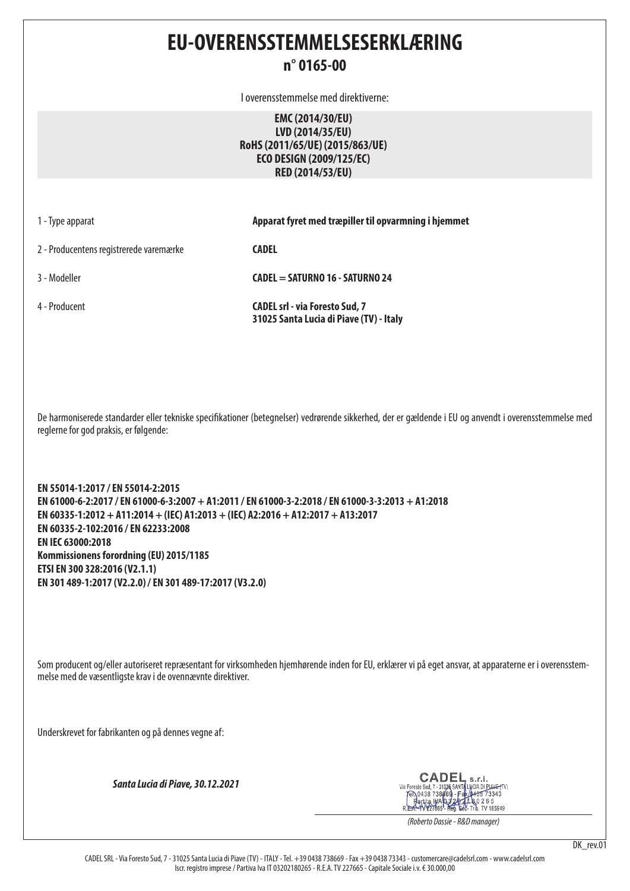# EU-OVERENSSTEMMELSESERKLÆRING

## n° 0165-00

I overensstemmelse med direktiverne:

**EMC (2014/30/EU)**
**LVD (2014/35/EU)**
**RoHS (2011/65/UE) (2015/863/UE)**
**ECO DESIGN (2009/125/EC)**
**RED (2014/53/EU)**

| | |
|---|---|
| 1 - Type apparat | **Apparat fyret med træpiller til opvarmning i hjemmet** |
| 2 - Producentens registrerede varemærke | **CADEL** |
| 3 - Modeller | **CADEL = SATURNO 16 - SATURNO 24** |
| 4 - Producent | **CADEL srl - via Foresto Sud, 7**<br>**31025 Santa Lucia di Piave (TV) - Italy** |

De harmoniserede standarder eller tekniske specifikationer (betegnelser) vedrørende sikkerhed, der er gældende i EU og anvendt i overensstemmelse med reglerne for god praksis, er følgende:

**EN 55014-1:2017 / EN 55014-2:2015**
**EN 61000-6-2:2017 / EN 61000-6-3:2007 + A1:2011 / EN 61000-3-2:2018 / EN 61000-3-3:2013 + A1:2018**
**EN 60335-1:2012 + A11:2014 + (IEC) A1:2013 + (IEC) A2:2016 + A12:2017 + A13:2017**
**EN 60335-2-102:2016 / EN 62233:2008**
**EN IEC 63000:2018**
**Kommissionens forordning (EU) 2015/1185**
**ETSI EN 300 328:2016 (V2.1.1)**
**EN 301 489-1:2017 (V2.2.0) / EN 301 489-17:2017 (V3.2.0)**

Som producent og/eller autoriseret repræsentant for virksomheden hjemhørende inden for EU, erklærer vi på eget ansvar, at apparaterne er i overensstemmelse med de væsentligste krav i de ovennævnte direktiver.

Underskrevet for fabrikanten og på dennes vegne af:

***Santa Lucia di Piave, 30.12.2021***

CADEL s.r.l.
Via Foresto Sud, 7 - 31025 SANTA LUCIA DI PIAVE (TV)
Tel. 0438 738669 - Fax 0438 73343
Partita IVA 03202180265
R.E.A. TV 227665 - Reg. Soc. Trib. TV 185949

*(Roberto Dassie - R&D manager)*

DK_rev.01

CADEL SRL - Via Foresto Sud, 7 - 31025 Santa Lucia di Piave (TV) - ITALY - Tel. +39 0438 738669 - Fax +39 0438 73343 - customercare@cadelsrl.com - www.cadelsrl.com
Iscr. registro imprese / Partiva Iva IT 03202180265 - R.E.A. TV 227665 - Capitale Sociale i.v. € 30.000,00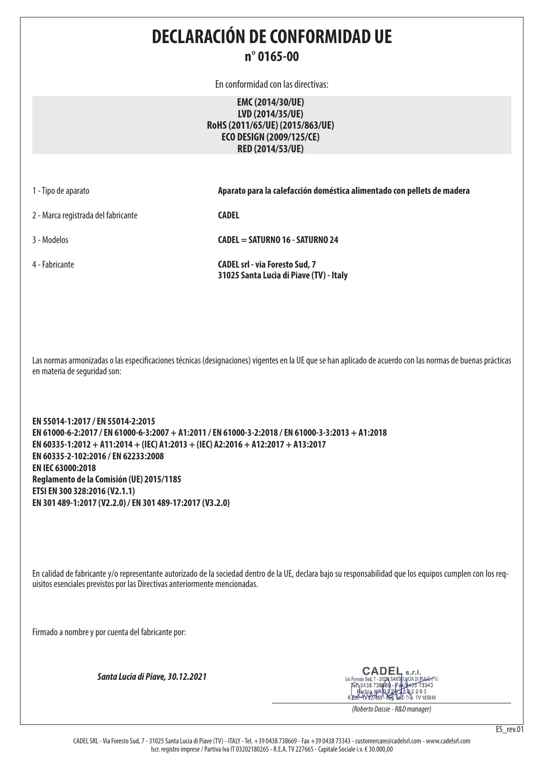# DECLARACIÓN DE CONFORMIDAD UE

## n° 0165-00

En conformidad con las directivas:

**EMC (2014/30/UE)**
**LVD (2014/35/UE)**
**RoHS (2011/65/UE) (2015/863/UE)**
**ECO DESIGN (2009/125/CE)**
**RED (2014/53/UE)**

| | |
|---|---|
| 1 - Tipo de aparato | **Aparato para la calefacción doméstica alimentado con pellets de madera** |
| 2 - Marca registrada del fabricante | **CADEL** |
| 3 - Modelos | **CADEL = SATURNO 16 - SATURNO 24** |
| 4 - Fabricante | **CADEL srl - via Foresto Sud, 7**<br>**31025 Santa Lucia di Piave (TV) - Italy** |

Las normas armonizadas o las especificaciones técnicas (designaciones) vigentes en la UE que se han aplicado de acuerdo con las normas de buenas prácticas en materia de seguridad son:

**EN 55014-1:2017 / EN 55014-2:2015**
**EN 61000-6-2:2017 / EN 61000-6-3:2007 + A1:2011 / EN 61000-3-2:2018 / EN 61000-3-3:2013 + A1:2018**
**EN 60335-1:2012 + A11:2014 + (IEC) A1:2013 + (IEC) A2:2016 + A12:2017 + A13:2017**
**EN 60335-2-102:2016 / EN 62233:2008**
**EN IEC 63000:2018**
**Reglamento de la Comisión (UE) 2015/1185**
**ETSI EN 300 328:2016 (V2.1.1)**
**EN 301 489-1:2017 (V2.2.0) / EN 301 489-17:2017 (V3.2.0)**

En calidad de fabricante y/o representante autorizado de la sociedad dentro de la UE, declara bajo su responsabilidad que los equipos cumplen con los requisitos esenciales previstos por las Directivas anteriormente mencionadas.

Firmado a nombre y por cuenta del fabricante por:

***Santa Lucia di Piave, 30.12.2021***

CADEL s.r.l.
Via Foresto Sud, 7 - 31025 SANTA LUCIA DI PIAVE (TV)
Tel. 0438 738669 - Fax 0438 73343
Partita IVA 03202180265
R.E.A. TV 227665 - Reg. Soc. Trib. TV 185949

*(Roberto Dassie - R&D manager)*

ES_rev.01

CADEL SRL - Via Foresto Sud, 7 - 31025 Santa Lucia di Piave (TV) - ITALY - Tel. +39 0438 738669 - Fax +39 0438 73343 - customercare@cadelsrl.com - www.cadelsrl.com
Iscr. registro imprese / Partiva Iva IT 03202180265 - R.E.A. TV 227665 - Capitale Sociale i.v. € 30.000,00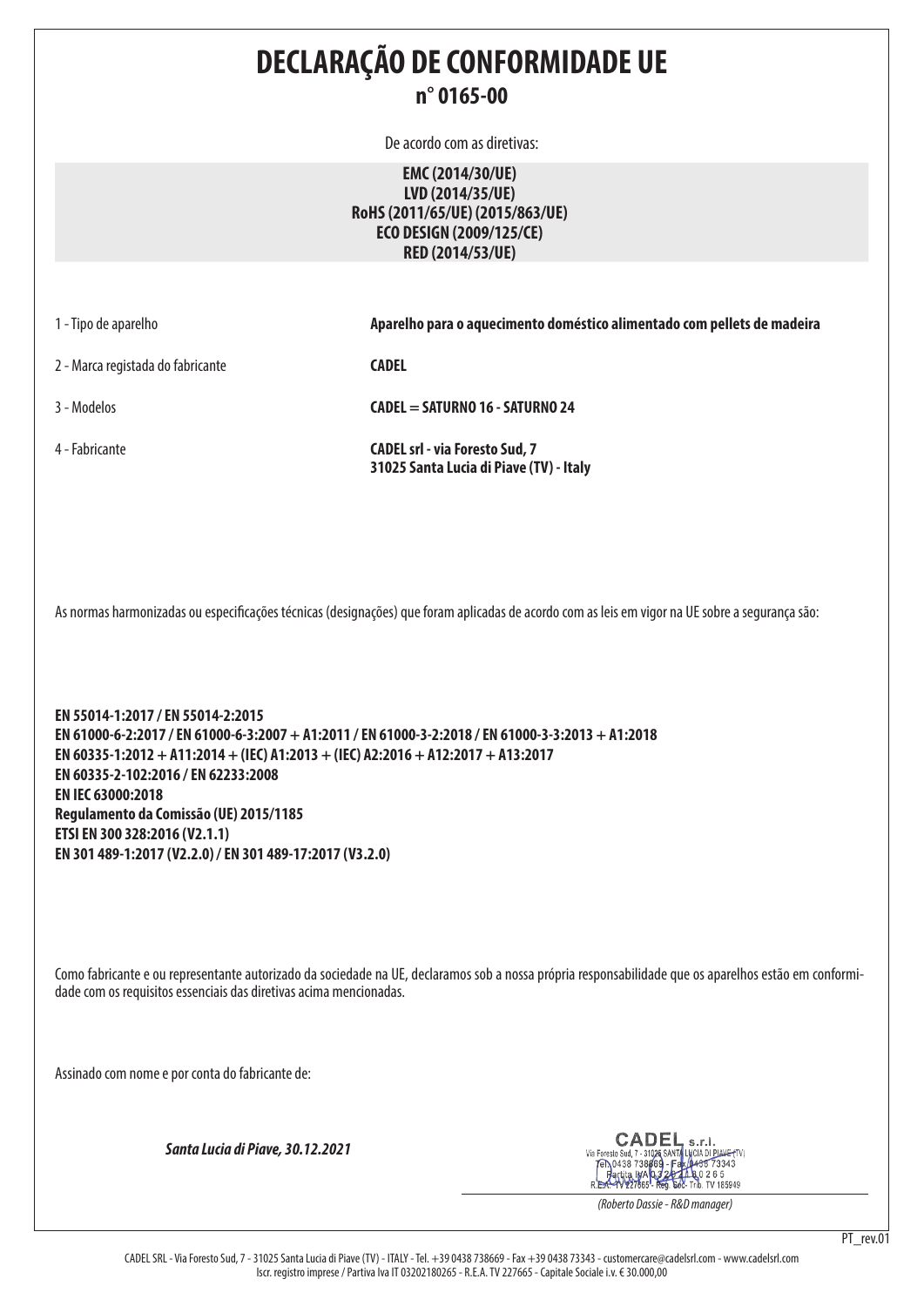# DECLARAÇÃO DE CONFORMIDADE UE

## n° 0165-00

De acordo com as diretivas:

**EMC (2014/30/UE)**
**LVD (2014/35/UE)**
**RoHS (2011/65/UE) (2015/863/UE)**
**ECO DESIGN (2009/125/CE)**
**RED (2014/53/UE)**

| | |
|---|---|
| 1 - Tipo de aparelho | **Aparelho para o aquecimento doméstico alimentado com pellets de madeira** |
| 2 - Marca registada do fabricante | **CADEL** |
| 3 - Modelos | **CADEL = SATURNO 16 - SATURNO 24** |
| 4 - Fabricante | **CADEL srl - via Foresto Sud, 7<br>31025 Santa Lucia di Piave (TV) - Italy** |

As normas harmonizadas ou especificações técnicas (designações) que foram aplicadas de acordo com as leis em vigor na UE sobre a segurança são:

**EN 55014-1:2017 / EN 55014-2:2015**
**EN 61000-6-2:2017 / EN 61000-6-3:2007 + A1:2011 / EN 61000-3-2:2018 / EN 61000-3-3:2013 + A1:2018**
**EN 60335-1:2012 + A11:2014 + (IEC) A1:2013 + (IEC) A2:2016 + A12:2017 + A13:2017**
**EN 60335-2-102:2016 / EN 62233:2008**
**EN IEC 63000:2018**
**Regulamento da Comissão (UE) 2015/1185**
**ETSI EN 300 328:2016 (V2.1.1)**
**EN 301 489-1:2017 (V2.2.0) / EN 301 489-17:2017 (V3.2.0)**

Como fabricante e ou representante autorizado da sociedade na UE, declaramos sob a nossa própria responsabilidade que os aparelhos estão em conformidade com os requisitos essenciais das diretivas acima mencionadas.

Assinado com nome e por conta do fabricante de:

***Santa Lucia di Piave, 30.12.2021***

CADEL s.r.l.
Via Foresto Sud, 7 - 31025 SANTA LUCIA DI PIAVE (TV)
Tel. 0438 738669 - Fax 0438 73343
Partita IVA 03202180265
R.E.A. TV 227665 - Reg. Soc. Trib. TV 185949

*(Roberto Dassie - R&D manager)*

PT_rev.01

CADEL SRL - Via Foresto Sud, 7 - 31025 Santa Lucia di Piave (TV) - ITALY - Tel. +39 0438 738669 - Fax +39 0438 73343 - customercare@cadelsrl.com - www.cadelsrl.com
Iscr. registro imprese / Partiva Iva IT 03202180265 - R.E.A. TV 227665 - Capitale Sociale i.v. € 30.000,00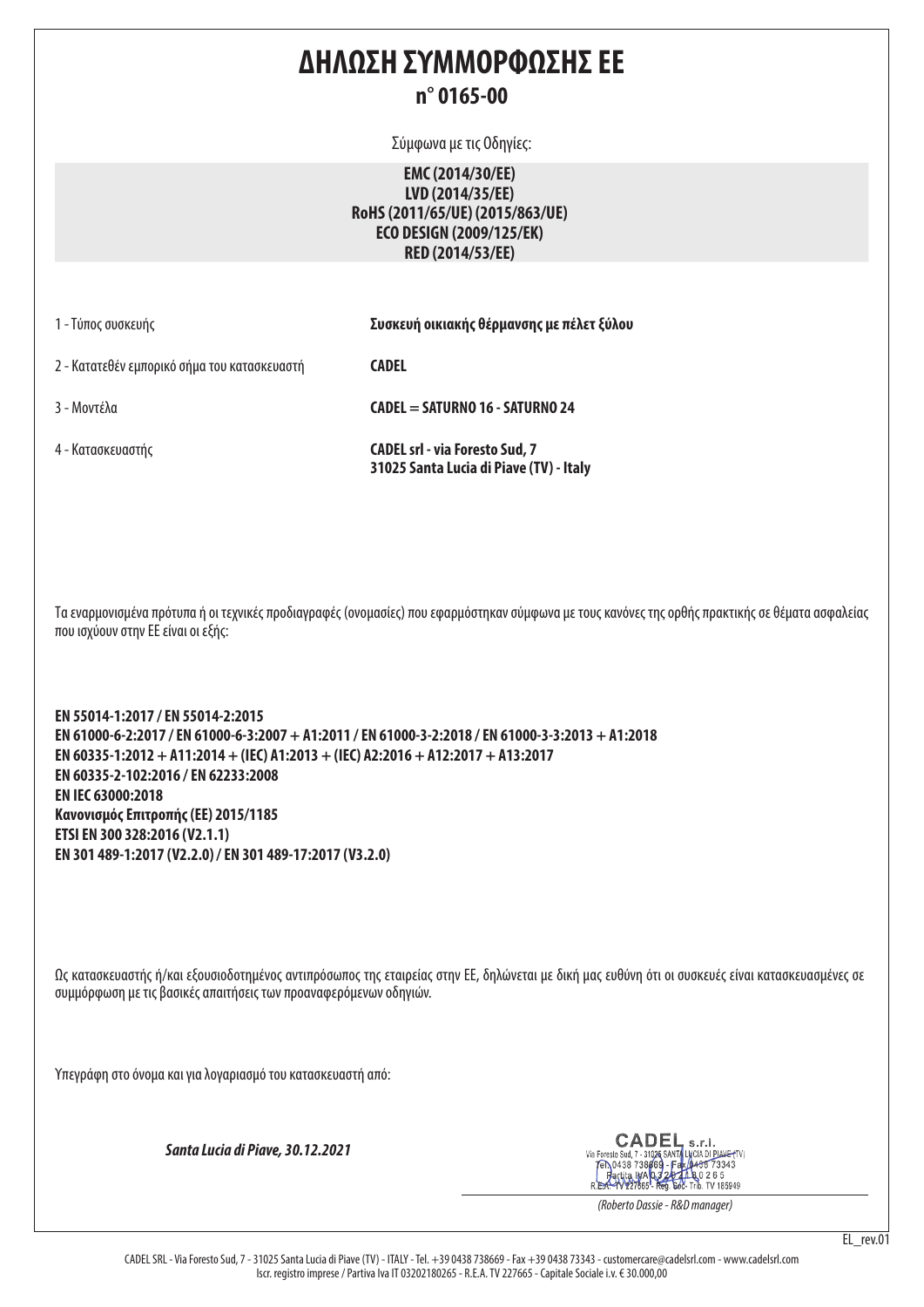# ΔΗΛΩΣΗ ΣΥΜΜΟΡΦΩΣΗΣ ΕΕ

## n° 0165-00

Σύμφωνα με τις Οδηγίες:

**EMC (2014/30/ΕΕ)**
**LVD (2014/35/ΕΕ)**
**RoHS (2011/65/UE) (2015/863/UE)**
**ECO DESIGN (2009/125/ΕΚ)**
**RED (2014/53/ΕΕ)**

| | |
|---|---|
| 1 - Τύπος συσκευής | **Συσκευή οικιακής θέρμανσης με πέλετ ξύλου** |
| 2 - Κατατεθέν εμπορικό σήμα του κατασκευαστή | **CADEL** |
| 3 - Μοντέλα | **CADEL = SATURNO 16 - SATURNO 24** |
| 4 - Κατασκευαστής | **CADEL srl - via Foresto Sud, 7**<br>**31025 Santa Lucia di Piave (TV) - Italy** |

Τα εναρμονισμένα πρότυπα ή οι τεχνικές προδιαγραφές (ονομασίες) που εφαρμόστηκαν σύμφωνα με τους κανόνες της ορθής πρακτικής σε θέματα ασφαλείας που ισχύουν στην ΕΕ είναι οι εξής:

**EN 55014-1:2017 / EN 55014-2:2015**
**EN 61000-6-2:2017 / EN 61000-6-3:2007 + A1:2011 / EN 61000-3-2:2018 / EN 61000-3-3:2013 + A1:2018**
**EN 60335-1:2012 + A11:2014 + (IEC) A1:2013 + (IEC) A2:2016 + A12:2017 + A13:2017**
**EN 60335-2-102:2016 / EN 62233:2008**
**EN IEC 63000:2018**
**Κανονισμός Επιτροπής (ΕΕ) 2015/1185**
**ETSI EN 300 328:2016 (V2.1.1)**
**EN 301 489-1:2017 (V2.2.0) / EN 301 489-17:2017 (V3.2.0)**

Ως κατασκευαστής ή/και εξουσιοδοτημένος αντιπρόσωπος της εταιρείας στην ΕΕ, δηλώνεται με δική μας ευθύνη ότι οι συσκευές είναι κατασκευασμένες σε συμμόρφωση με τις βασικές απαιτήσεις των προαναφερόμενων οδηγιών.

Υπεγράφη στο όνομα και για λογαριασμό του κατασκευαστή από:

***Santa Lucia di Piave, 30.12.2021***

CADEL s.r.l.
Via Foresto Sud, 7 - 31025 SANTA LUCIA DI PIAVE (TV)
Tel. 0438 738669 - Fax 0438 73343
Partita IVA 03202180265
R.E.A. TV 227665 - Reg. Soc. Trib. TV 185949

*(Roberto Dassie - R&D manager)*

EL_rev.01

CADEL SRL - Via Foresto Sud, 7 - 31025 Santa Lucia di Piave (TV) - ITALY - Tel. +39 0438 738669 - Fax +39 0438 73343 - customercare@cadelsrl.com - www.cadelsrl.com
Iscr. registro imprese / Partiva Iva IT 03202180265 - R.E.A. TV 227665 - Capitale Sociale i.v. € 30.000,00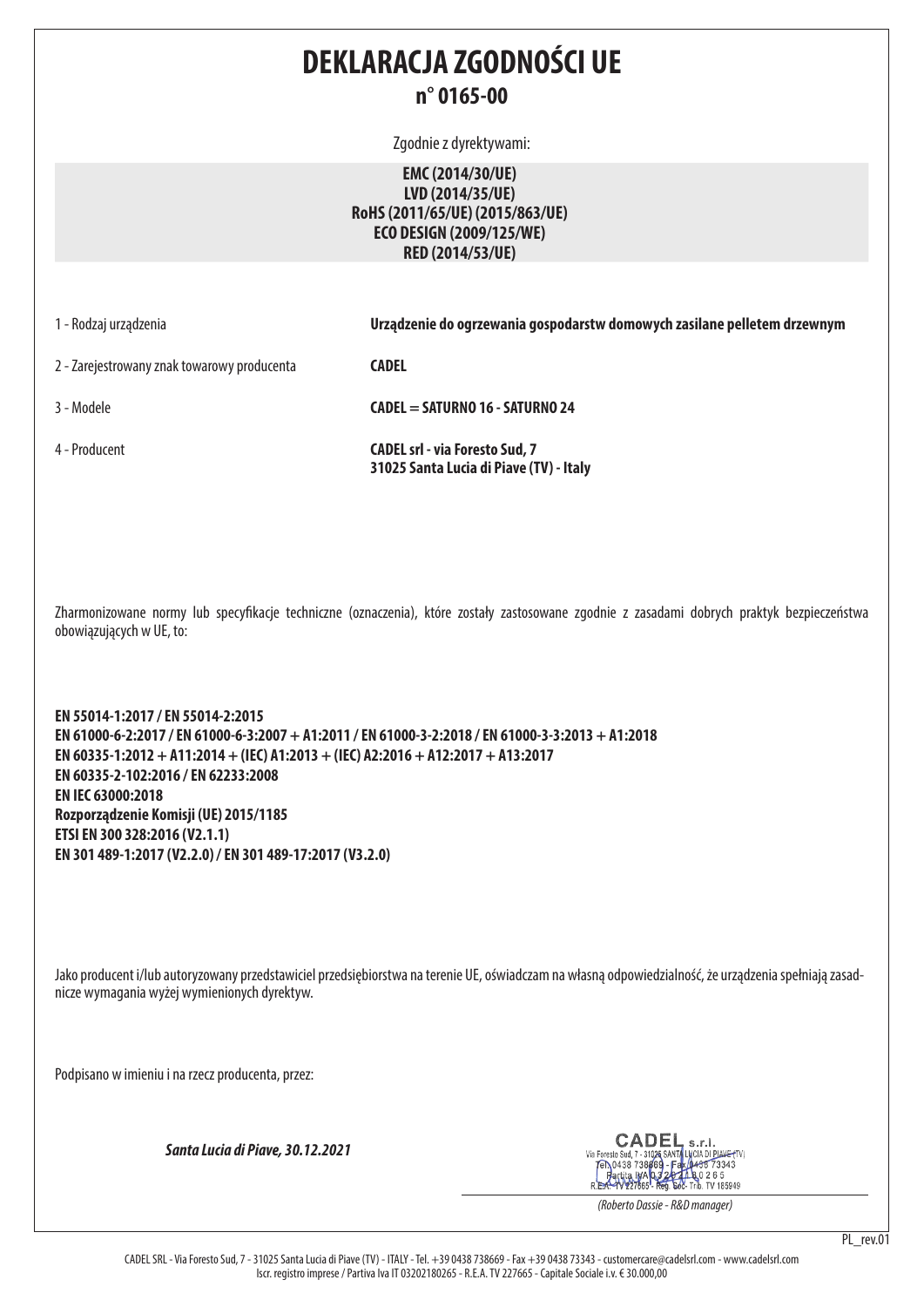# DEKLARACJA ZGODNOŚCI UE

## n° 0165-00

Zgodnie z dyrektywami:

**EMC (2014/30/UE)**
**LVD (2014/35/UE)**
**RoHS (2011/65/UE) (2015/863/UE)**
**ECO DESIGN (2009/125/WE)**
**RED (2014/53/UE)**

| | |
|---|---|
| 1 - Rodzaj urządzenia | **Urządzenie do ogrzewania gospodarstw domowych zasilane pelletem drzewnym** |
| 2 - Zarejestrowany znak towarowy producenta | **CADEL** |
| 3 - Modele | **CADEL = SATURNO 16 - SATURNO 24** |
| 4 - Producent | **CADEL srl - via Foresto Sud, 7**<br>**31025 Santa Lucia di Piave (TV) - Italy** |

Zharmonizowane normy lub specyfikacje techniczne (oznaczenia), które zostały zastosowane zgodnie z zasadami dobrych praktyk bezpieczeństwa obowiązujących w UE, to:

**EN 55014-1:2017 / EN 55014-2:2015**
**EN 61000-6-2:2017 / EN 61000-6-3:2007 + A1:2011 / EN 61000-3-2:2018 / EN 61000-3-3:2013 + A1:2018**
**EN 60335-1:2012 + A11:2014 + (IEC) A1:2013 + (IEC) A2:2016 + A12:2017 + A13:2017**
**EN 60335-2-102:2016 / EN 62233:2008**
**EN IEC 63000:2018**
**Rozporządzenie Komisji (UE) 2015/1185**
**ETSI EN 300 328:2016 (V2.1.1)**
**EN 301 489-1:2017 (V2.2.0) / EN 301 489-17:2017 (V3.2.0)**

Jako producent i/lub autoryzowany przedstawiciel przedsiębiorstwa na terenie UE, oświadczam na własną odpowiedzialność, że urządzenia spełniają zasadnicze wymagania wyżej wymienionych dyrektyw.

Podpisano w imieniu i na rzecz producenta, przez:

***Santa Lucia di Piave, 30.12.2021***

CADEL s.r.l.
Via Foresto Sud, 7 - 31025 SANTA LUCIA DI PIAVE (TV)
Tel. 0438 738669 - Fax 0438 73343
Partita IVA 03202180265
R.E.A. TV 227665 - Reg. Soc. Trib. TV 185949

*(Roberto Dassie - R&D manager)*

PL_rev.01

CADEL SRL - Via Foresto Sud, 7 - 31025 Santa Lucia di Piave (TV) - ITALY - Tel. +39 0438 738669 - Fax +39 0438 73343 - customercare@cadelsrl.com - www.cadelsrl.com
Iscr. registro imprese / Partiva Iva IT 03202180265 - R.E.A. TV 227665 - Capitale Sociale i.v. € 30.000,00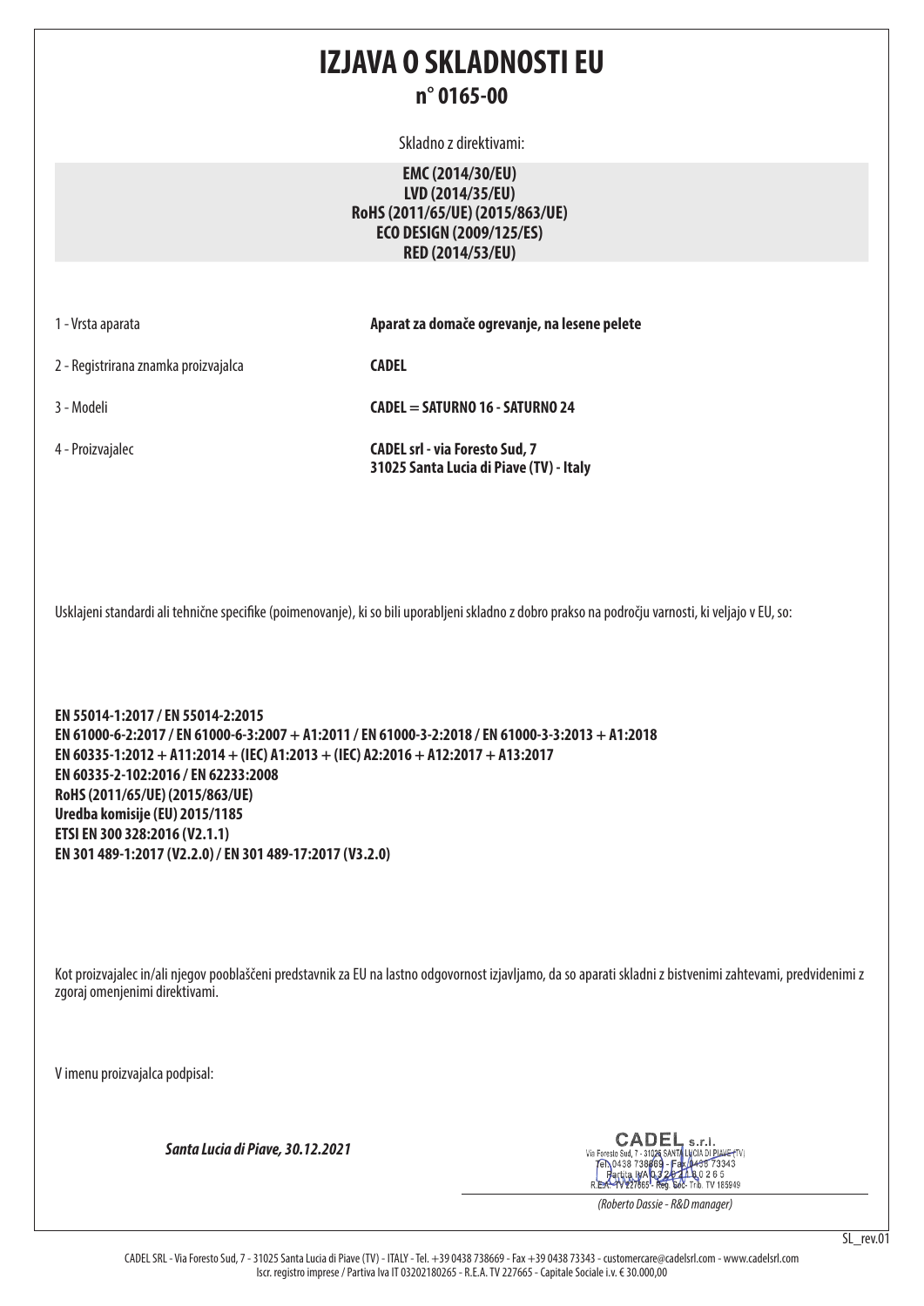# IZJAVA O SKLADNOSTI EU

## n° 0165-00

Skladno z direktivami:

**EMC (2014/30/EU)**
**LVD (2014/35/EU)**
**RoHS (2011/65/UE) (2015/863/UE)**
**ECO DESIGN (2009/125/ES)**
**RED (2014/53/EU)**

| | |
|---|---|
| 1 - Vrsta aparata | **Aparat za domače ogrevanje, na lesene pelete** |
| 2 - Registrirana znamka proizvajalca | **CADEL** |
| 3 - Modeli | **CADEL = SATURNO 16 - SATURNO 24** |
| 4 - Proizvajalec | **CADEL srl - via Foresto Sud, 7**<br>**31025 Santa Lucia di Piave (TV) - Italy** |

Usklajeni standardi ali tehnične specifike (poimenovanje), ki so bili uporabljeni skladno z dobro prakso na področju varnosti, ki veljajo v EU, so:

**EN 55014-1:2017 / EN 55014-2:2015**
**EN 61000-6-2:2017 / EN 61000-6-3:2007 + A1:2011 / EN 61000-3-2:2018 / EN 61000-3-3:2013 + A1:2018**
**EN 60335-1:2012 + A11:2014 + (IEC) A1:2013 + (IEC) A2:2016 + A12:2017 + A13:2017**
**EN 60335-2-102:2016 / EN 62233:2008**
**RoHS (2011/65/UE) (2015/863/UE)**
**Uredba komisije (EU) 2015/1185**
**ETSI EN 300 328:2016 (V2.1.1)**
**EN 301 489-1:2017 (V2.2.0) / EN 301 489-17:2017 (V3.2.0)**

Kot proizvajalec in/ali njegov pooblaščeni predstavnik za EU na lastno odgovornost izjavljamo, da so aparati skladni z bistvenimi zahtevami, predvidenimi z zgoraj omenjenimi direktivami.

V imenu proizvajalca podpisal:

***Santa Lucia di Piave, 30.12.2021***

CADEL s.r.l.
Via Foresto Sud, 7 - 31025 SANTA LUCIA DI PIAVE (TV)
Tel. 0438 738669 - Fax 0438 73343
Partita IVA 03202180265
R.E.A. TV 227665 - Reg. Soc. Trib. TV 185949

*(Roberto Dassie - R&D manager)*

SL_rev.01

CADEL SRL - Via Foresto Sud, 7 - 31025 Santa Lucia di Piave (TV) - ITALY - Tel. +39 0438 738669 - Fax +39 0438 73343 - customercare@cadelsrl.com - www.cadelsrl.com
Iscr. registro imprese / Partiva Iva IT 03202180265 - R.E.A. TV 227665 - Capitale Sociale i.v. € 30.000,00